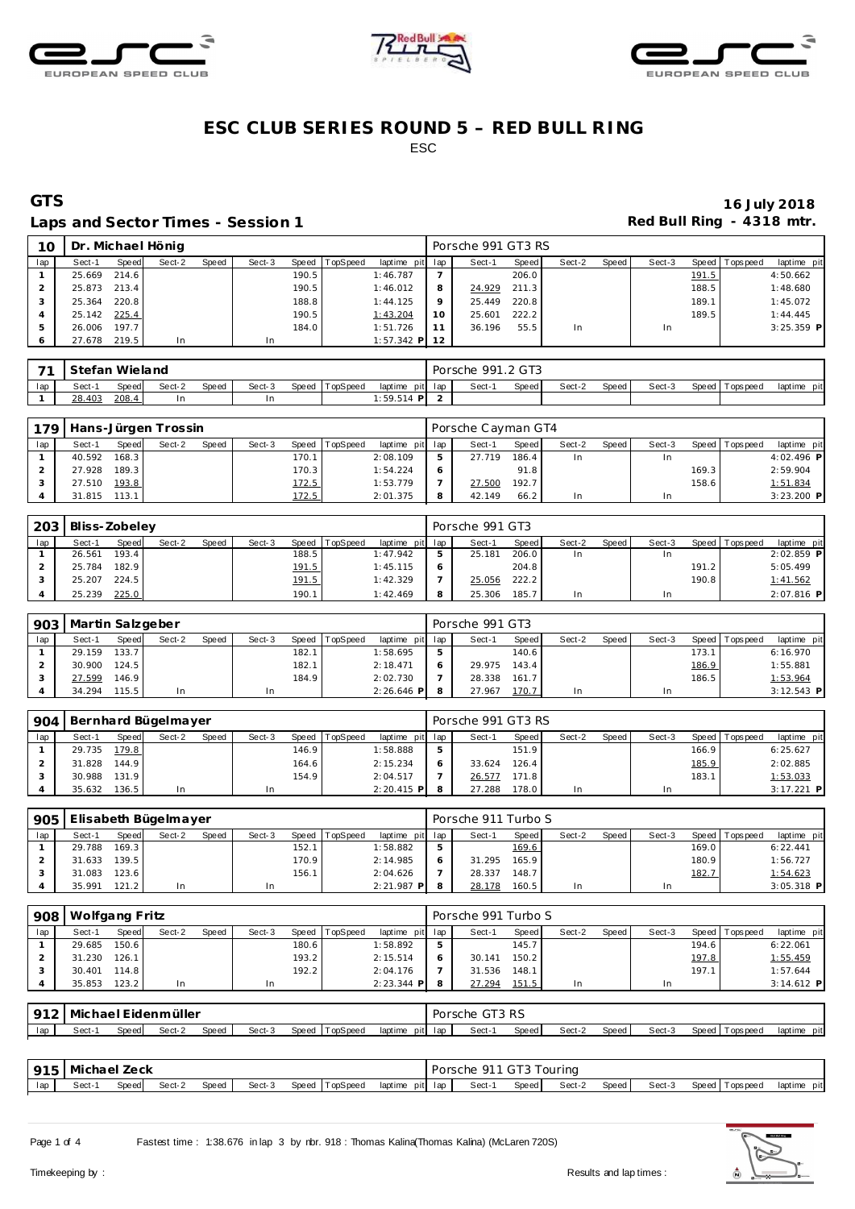# ESC CLUB SERIES ROUND 5 – RED BULL RING

ESC

## GTS

**16 July 2018**

### Laps and Sector Times - Session 1

**Red Bull Ring - 4318 mtr.**

| 10 | Dr. Michael Hönig | | | | | | | | Porsche 991 GT3 RS | | | | | | | | |
|---|---|---|---|---|---|---|---|---|---|---|---|---|---|---|---|---|---|
| lap | Sect-1 | Speed | Sect-2 | Speed | Sect-3 | Speed | TopSpeed | laptime pit | lap | Sect-1 | Speed | Sect-2 | Speed | Sect-3 | Speed | Topspeed | laptime pit |
| 1 | 25.669 | 214.6 | | | | 190.5 | | 1:46.787 | 7 | | 206.0 | | | | 191.5 | | 4:50.662 |
| 2 | 25.873 | 213.4 | | | | 190.5 | | 1:46.012 | 8 | 24.929 | 211.3 | | | | 188.5 | | 1:48.680 |
| 3 | 25.364 | 220.8 | | | | 188.8 | | 1:44.125 | 9 | 25.449 | 220.8 | | | | 189.1 | | 1:45.072 |
| 4 | 25.142 | 225.4 | | | | 190.5 | | 1:43.204 | 10 | 25.601 | 222.2 | | | | 189.5 | | 1:44.445 |
| 5 | 26.006 | 197.7 | | | | 184.0 | | 1:51.726 | 11 | 36.196 | 55.5 | In | | In | | | 3:25.359 P |
| 6 | 27.678 | 219.5 | In | | In | | | 1:57.342 P | 12 | | | | | | | | |

| 71 | Stefan Wieland | | | | | | | | Porsche 991.2 GT3 | | | | | | | | |
|---|---|---|---|---|---|---|---|---|---|---|---|---|---|---|---|---|---|
| lap | Sect-1 | Speed | Sect-2 | Speed | Sect-3 | Speed | TopSpeed | laptime pit | lap | Sect-1 | Speed | Sect-2 | Speed | Sect-3 | Speed | Topspeed | laptime pit |
| 1 | 28.403 | 208.4 | In | | In | | | 1:59.514 P | 2 | | | | | | | | |

| 179 | Hans-Jürgen Trossin | | | | | | | | Porsche Cayman GT4 | | | | | | | | |
|---|---|---|---|---|---|---|---|---|---|---|---|---|---|---|---|---|---|
| lap | Sect-1 | Speed | Sect-2 | Speed | Sect-3 | Speed | TopSpeed | laptime pit | lap | Sect-1 | Speed | Sect-2 | Speed | Sect-3 | Speed | Topspeed | laptime pit |
| 1 | 40.592 | 168.3 | | | | 170.1 | | 2:08.109 | 5 | 27.719 | 186.4 | In | | In | | | 4:02.496 P |
| 2 | 27.928 | 189.3 | | | | 170.3 | | 1:54.224 | 6 | | 91.8 | | | | 169.3 | | 2:59.904 |
| 3 | 27.510 | 193.8 | | | | 172.5 | | 1:53.779 | 7 | 27.500 | 192.7 | | | | 158.6 | | 1:51.834 |
| 4 | 31.815 | 113.1 | | | | 172.5 | | 2:01.375 | 8 | 42.149 | 66.2 | In | | In | | | 3:23.200 P |

| 203 | Bliss-Zobeley | | | | | | | | Porsche 991 GT3 | | | | | | | | |
|---|---|---|---|---|---|---|---|---|---|---|---|---|---|---|---|---|---|
| lap | Sect-1 | Speed | Sect-2 | Speed | Sect-3 | Speed | TopSpeed | laptime pit | lap | Sect-1 | Speed | Sect-2 | Speed | Sect-3 | Speed | Topspeed | laptime pit |
| 1 | 26.561 | 193.4 | | | | 188.5 | | 1:47.942 | 5 | 25.181 | 206.0 | In | | In | | | 2:02.859 P |
| 2 | 25.784 | 182.9 | | | | 191.5 | | 1:45.115 | 6 | | 204.8 | | | | 191.2 | | 5:05.499 |
| 3 | 25.207 | 224.5 | | | | 191.5 | | 1:42.329 | 7 | 25.056 | 222.2 | | | | 190.8 | | 1:41.562 |
| 4 | 25.239 | 225.0 | | | | 190.1 | | 1:42.469 | 8 | 25.306 | 185.7 | In | | In | | | 2:07.816 P |

| 903 | Martin Salzgeber | | | | | | | | Porsche 991 GT3 | | | | | | | | |
|---|---|---|---|---|---|---|---|---|---|---|---|---|---|---|---|---|---|
| lap | Sect-1 | Speed | Sect-2 | Speed | Sect-3 | Speed | TopSpeed | laptime pit | lap | Sect-1 | Speed | Sect-2 | Speed | Sect-3 | Speed | Topspeed | laptime pit |
| 1 | 29.159 | 133.7 | | | | 182.1 | | 1:58.695 | 5 | | 140.6 | | | | 173.1 | | 6:16.970 |
| 2 | 30.900 | 124.5 | | | | 182.1 | | 2:18.471 | 6 | 29.975 | 143.4 | | | | 186.9 | | 1:55.881 |
| 3 | 27.599 | 146.9 | | | | 184.9 | | 2:02.730 | 7 | 28.338 | 161.7 | | | | 186.5 | | 1:53.964 |
| 4 | 34.294 | 115.5 | In | | In | | | 2:26.646 P | 8 | 27.967 | 170.7 | In | | In | | | 3:12.543 P |

| 904 | Bernhard Bügelmayer | | | | | | | | Porsche 991 GT3 RS | | | | | | | | |
|---|---|---|---|---|---|---|---|---|---|---|---|---|---|---|---|---|---|
| lap | Sect-1 | Speed | Sect-2 | Speed | Sect-3 | Speed | TopSpeed | laptime pit | lap | Sect-1 | Speed | Sect-2 | Speed | Sect-3 | Speed | Topspeed | laptime pit |
| 1 | 29.735 | 179.8 | | | | 146.9 | | 1:58.888 | 5 | | 151.9 | | | | 166.9 | | 6:25.627 |
| 2 | 31.828 | 144.9 | | | | 164.6 | | 2:15.234 | 6 | 33.624 | 126.4 | | | | 185.9 | | 2:02.885 |
| 3 | 30.988 | 131.9 | | | | 154.9 | | 2:04.517 | 7 | 26.577 | 171.8 | | | | 183.1 | | 1:53.033 |
| 4 | 35.632 | 136.5 | In | | In | | | 2:20.415 P | 8 | 27.288 | 178.0 | In | | In | | | 3:17.221 P |

| 905 | Elisabeth Bügelmayer | | | | | | | | Porsche 911 Turbo S | | | | | | | | |
|---|---|---|---|---|---|---|---|---|---|---|---|---|---|---|---|---|---|
| lap | Sect-1 | Speed | Sect-2 | Speed | Sect-3 | Speed | TopSpeed | laptime pit | lap | Sect-1 | Speed | Sect-2 | Speed | Sect-3 | Speed | Topspeed | laptime pit |
| 1 | 29.788 | 169.3 | | | | 152.1 | | 1:58.882 | 5 | | 169.6 | | | | 169.0 | | 6:22.441 |
| 2 | 31.633 | 139.5 | | | | 170.9 | | 2:14.985 | 6 | 31.295 | 165.9 | | | | 180.9 | | 1:56.727 |
| 3 | 31.083 | 123.6 | | | | 156.1 | | 2:04.626 | 7 | 28.337 | 148.7 | | | | 182.7 | | 1:54.623 |
| 4 | 35.991 | 121.2 | In | | In | | | 2:21.987 P | 8 | 28.178 | 160.5 | In | | In | | | 3:05.318 P |

| 908 | Wolfgang Fritz | | | | | | | | Porsche 991 Turbo S | | | | | | | | |
|---|---|---|---|---|---|---|---|---|---|---|---|---|---|---|---|---|---|
| lap | Sect-1 | Speed | Sect-2 | Speed | Sect-3 | Speed | TopSpeed | laptime pit | lap | Sect-1 | Speed | Sect-2 | Speed | Sect-3 | Speed | Topspeed | laptime pit |
| 1 | 29.685 | 150.6 | | | | 180.6 | | 1:58.892 | 5 | | 145.7 | | | | 194.6 | | 6:22.061 |
| 2 | 31.230 | 126.1 | | | | 193.2 | | 2:15.514 | 6 | 30.141 | 150.2 | | | | 197.8 | | 1:55.459 |
| 3 | 30.401 | 114.8 | | | | 192.2 | | 2:04.176 | 7 | 31.536 | 148.1 | | | | 197.1 | | 1:57.644 |
| 4 | 35.853 | 123.2 | In | | In | | | 2:23.344 P | 8 | 27.294 | 151.5 | In | | In | | | 3:14.612 P |

| 912 | Michael Eidenmüller | | | | | | | | Porsche GT3 RS | | | | | | | | |
|---|---|---|---|---|---|---|---|---|---|---|---|---|---|---|---|---|---|
| lap | Sect-1 | Speed | Sect-2 | Speed | Sect-3 | Speed | TopSpeed | laptime pit | lap | Sect-1 | Speed | Sect-2 | Speed | Sect-3 | Speed | Topspeed | laptime pit |

| 915 | Michael Zeck | | | | | | | | Porsche 911 GT3 Touring | | | | | | | | |
|---|---|---|---|---|---|---|---|---|---|---|---|---|---|---|---|---|---|
| lap | Sect-1 | Speed | Sect-2 | Speed | Sect-3 | Speed | TopSpeed | laptime pit | lap | Sect-1 | Speed | Sect-2 | Speed | Sect-3 | Speed | Topspeed | laptime pit |

Fastest time : 1:38.676 in lap 3 by nbr. 918 : Thomas Kalina(Thomas Kalina) (McLaren 720S)

Timekeeping by :

Results and lap times :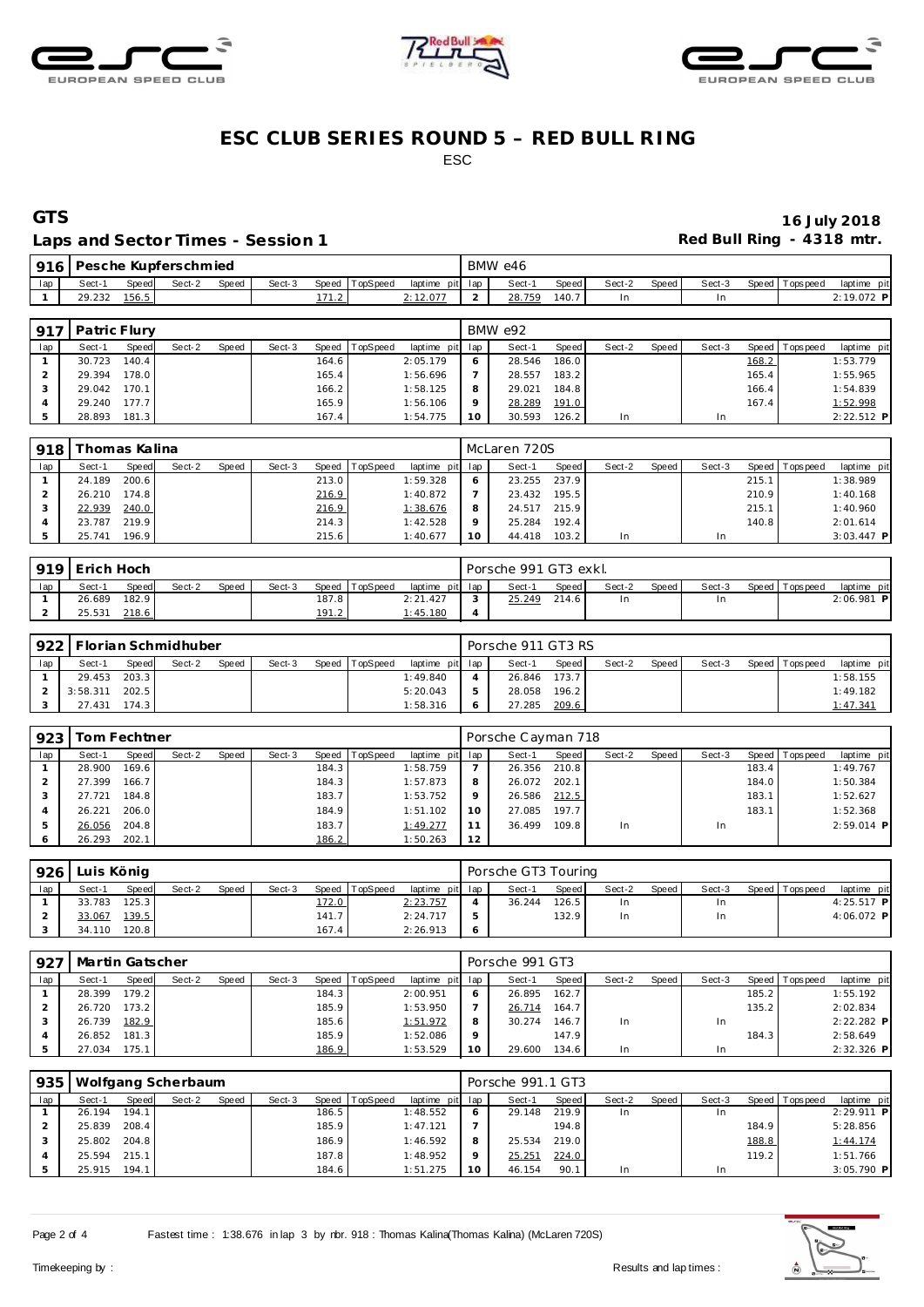# ESC CLUB SERIES ROUND 5 – RED BULL RING

ESC

## GTS

**16 July 2018**

**Laps and Sector Times - Session 1**

**Red Bull Ring - 4318 mtr.**

| 916 | Pesche Kupferschmied | | | | | | | | BMW e46 | | | | | | | | |
|---|---|---|---|---|---|---|---|---|---|---|---|---|---|---|---|---|---|
| lap | Sect-1 | Speed | Sect-2 | Speed | Sect-3 | Speed | TopSpeed | laptime pit | lap | Sect-1 | Speed | Sect-2 | Speed | Sect-3 | Speed | Topspeed | laptime pit |
| 1 | 29.232 | 156.5 | | | | 171.2 | | 2:12.077 | 2 | 28.759 | 140.7 | In | | In | | | 2:19.072 P |

| 917 | Patric Flury | | | | | | | | BMW e92 | | | | | | | | |
|---|---|---|---|---|---|---|---|---|---|---|---|---|---|---|---|---|---|
| lap | Sect-1 | Speed | Sect-2 | Speed | Sect-3 | Speed | TopSpeed | laptime pit | lap | Sect-1 | Speed | Sect-2 | Speed | Sect-3 | Speed | Topspeed | laptime pit |
| 1 | 30.723 | 140.4 | | | | 164.6 | | 2:05.179 | 6 | 28.546 | 186.0 | | | | 168.2 | | 1:53.779 |
| 2 | 29.394 | 178.0 | | | | 165.4 | | 1:56.696 | 7 | 28.557 | 183.2 | | | | 165.4 | | 1:55.965 |
| 3 | 29.042 | 170.1 | | | | 166.2 | | 1:58.125 | 8 | 29.021 | 184.8 | | | | 166.4 | | 1:54.839 |
| 4 | 29.240 | 177.7 | | | | 165.9 | | 1:56.106 | 9 | 28.289 | 191.0 | | | | 167.4 | | 1:52.998 |
| 5 | 28.893 | 181.3 | | | | 167.4 | | 1:54.775 | 10 | 30.593 | 126.2 | In | | In | | | 2:22.512 P |

| 918 | Thomas Kalina | | | | | | | | McLaren 720S | | | | | | | | |
|---|---|---|---|---|---|---|---|---|---|---|---|---|---|---|---|---|---|
| lap | Sect-1 | Speed | Sect-2 | Speed | Sect-3 | Speed | TopSpeed | laptime pit | lap | Sect-1 | Speed | Sect-2 | Speed | Sect-3 | Speed | Topspeed | laptime pit |
| 1 | 24.189 | 200.6 | | | | 213.0 | | 1:59.328 | 6 | 23.255 | 237.9 | | | | 215.1 | | 1:38.989 |
| 2 | 26.210 | 174.8 | | | | 216.9 | | 1:40.872 | 7 | 23.432 | 195.5 | | | | 210.9 | | 1:40.168 |
| 3 | 22.939 | 240.0 | | | | 216.9 | | 1:38.676 | 8 | 24.517 | 215.9 | | | | 215.1 | | 1:40.960 |
| 4 | 23.787 | 219.9 | | | | 214.3 | | 1:42.528 | 9 | 25.284 | 192.4 | | | | 140.8 | | 2:01.614 |
| 5 | 25.741 | 196.9 | | | | 215.6 | | 1:40.677 | 10 | 44.418 | 103.2 | In | | In | | | 3:03.447 P |

| 919 | Erich Hoch | | | | | | | | Porsche 991 GT3 exkl. | | | | | | | | |
|---|---|---|---|---|---|---|---|---|---|---|---|---|---|---|---|---|---|
| lap | Sect-1 | Speed | Sect-2 | Speed | Sect-3 | Speed | TopSpeed | laptime pit | lap | Sect-1 | Speed | Sect-2 | Speed | Sect-3 | Speed | Topspeed | laptime pit |
| 1 | 26.689 | 182.9 | | | | 187.8 | | 2:21.427 | 3 | 25.249 | 214.6 | In | | In | | | 2:06.981 P |
| 2 | 25.531 | 218.6 | | | | 191.2 | | 1:45.180 | 4 | | | | | | | | |

| 922 | Florian Schmidhuber | | | | | | | | Porsche 911 GT3 RS | | | | | | | | |
|---|---|---|---|---|---|---|---|---|---|---|---|---|---|---|---|---|---|
| lap | Sect-1 | Speed | Sect-2 | Speed | Sect-3 | Speed | TopSpeed | laptime pit | lap | Sect-1 | Speed | Sect-2 | Speed | Sect-3 | Speed | Topspeed | laptime pit |
| 1 | 29.453 | 203.3 | | | | | | 1:49.840 | 4 | 26.846 | 173.7 | | | | | | 1:58.155 |
| 2 | 3:58.311 | 202.5 | | | | | | 5:20.043 | 5 | 28.058 | 196.2 | | | | | | 1:49.182 |
| 3 | 27.431 | 174.3 | | | | | | 1:58.316 | 6 | 27.285 | 209.6 | | | | | | 1:47.341 |

| 923 | Tom Fechtner | | | | | | | | Porsche Cayman 718 | | | | | | | | |
|---|---|---|---|---|---|---|---|---|---|---|---|---|---|---|---|---|---|
| lap | Sect-1 | Speed | Sect-2 | Speed | Sect-3 | Speed | TopSpeed | laptime pit | lap | Sect-1 | Speed | Sect-2 | Speed | Sect-3 | Speed | Topspeed | laptime pit |
| 1 | 28.900 | 169.6 | | | | 184.3 | | 1:58.759 | 7 | 26.356 | 210.8 | | | | 183.4 | | 1:49.767 |
| 2 | 27.399 | 166.7 | | | | 184.3 | | 1:57.873 | 8 | 26.072 | 202.1 | | | | 184.0 | | 1:50.384 |
| 3 | 27.721 | 184.8 | | | | 183.7 | | 1:53.752 | 9 | 26.586 | 212.5 | | | | 183.1 | | 1:52.627 |
| 4 | 26.221 | 206.0 | | | | 184.9 | | 1:51.102 | 10 | 27.085 | 197.7 | | | | 183.1 | | 1:52.368 |
| 5 | 26.056 | 204.8 | | | | 183.7 | | 1:49.277 | 11 | 36.499 | 109.8 | In | | In | | | 2:59.014 P |
| 6 | 26.293 | 202.1 | | | | 186.2 | | 1:50.263 | 12 | | | | | | | | |

| 926 | Luis König | | | | | | | | Porsche GT3 Touring | | | | | | | | |
|---|---|---|---|---|---|---|---|---|---|---|---|---|---|---|---|---|---|
| lap | Sect-1 | Speed | Sect-2 | Speed | Sect-3 | Speed | TopSpeed | laptime pit | lap | Sect-1 | Speed | Sect-2 | Speed | Sect-3 | Speed | Topspeed | laptime pit |
| 1 | 33.783 | 125.3 | | | | 172.0 | | 2:23.757 | 4 | 36.244 | 126.5 | In | | In | | | 4:25.517 P |
| 2 | 33.067 | 139.5 | | | | 141.7 | | 2:24.717 | 5 | | 132.9 | In | | In | | | 4:06.072 P |
| 3 | 34.110 | 120.8 | | | | 167.4 | | 2:26.913 | 6 | | | | | | | | |

| 927 | Martin Gatscher | | | | | | | | Porsche 991 GT3 | | | | | | | | |
|---|---|---|---|---|---|---|---|---|---|---|---|---|---|---|---|---|---|
| lap | Sect-1 | Speed | Sect-2 | Speed | Sect-3 | Speed | TopSpeed | laptime pit | lap | Sect-1 | Speed | Sect-2 | Speed | Sect-3 | Speed | Topspeed | laptime pit |
| 1 | 28.399 | 179.2 | | | | 184.3 | | 2:00.951 | 6 | 26.895 | 162.7 | | | | 185.2 | | 1:55.192 |
| 2 | 26.720 | 173.2 | | | | 185.9 | | 1:53.950 | 7 | 26.714 | 164.7 | | | | 135.2 | | 2:02.834 |
| 3 | 26.739 | 182.9 | | | | 185.6 | | 1:51.972 | 8 | 30.274 | 146.7 | In | | In | | | 2:22.282 P |
| 4 | 26.852 | 181.3 | | | | 185.9 | | 1:52.086 | 9 | | 147.9 | | | | 184.3 | | 2:58.649 |
| 5 | 27.034 | 175.1 | | | | 186.9 | | 1:53.529 | 10 | 29.600 | 134.6 | In | | In | | | 2:32.326 P |

| 935 | Wolfgang Scherbaum | | | | | | | | Porsche 991.1 GT3 | | | | | | | | |
|---|---|---|---|---|---|---|---|---|---|---|---|---|---|---|---|---|---|
| lap | Sect-1 | Speed | Sect-2 | Speed | Sect-3 | Speed | TopSpeed | laptime pit | lap | Sect-1 | Speed | Sect-2 | Speed | Sect-3 | Speed | Topspeed | laptime pit |
| 1 | 26.194 | 194.1 | | | | 186.5 | | 1:48.552 | 6 | 29.148 | 219.9 | In | | In | | | 2:29.911 P |
| 2 | 25.839 | 208.4 | | | | 185.9 | | 1:47.121 | 7 | | 194.8 | | | | 184.9 | | 5:28.856 |
| 3 | 25.802 | 204.8 | | | | 186.9 | | 1:46.592 | 8 | 25.534 | 219.0 | | | | 188.8 | | 1:44.174 |
| 4 | 25.594 | 215.1 | | | | 187.8 | | 1:48.952 | 9 | 25.251 | 224.0 | | | | 119.2 | | 1:51.766 |
| 5 | 25.915 | 194.1 | | | | 184.6 | | 1:51.275 | 10 | 46.154 | 90.1 | In | | In | | | 3:05.790 P |

Fastest time : 1:38.676 in lap 3 by nbr. 918 : Thomas Kalina(Thomas Kalina) (McLaren 720S)

Timekeeping by : Results and lap times :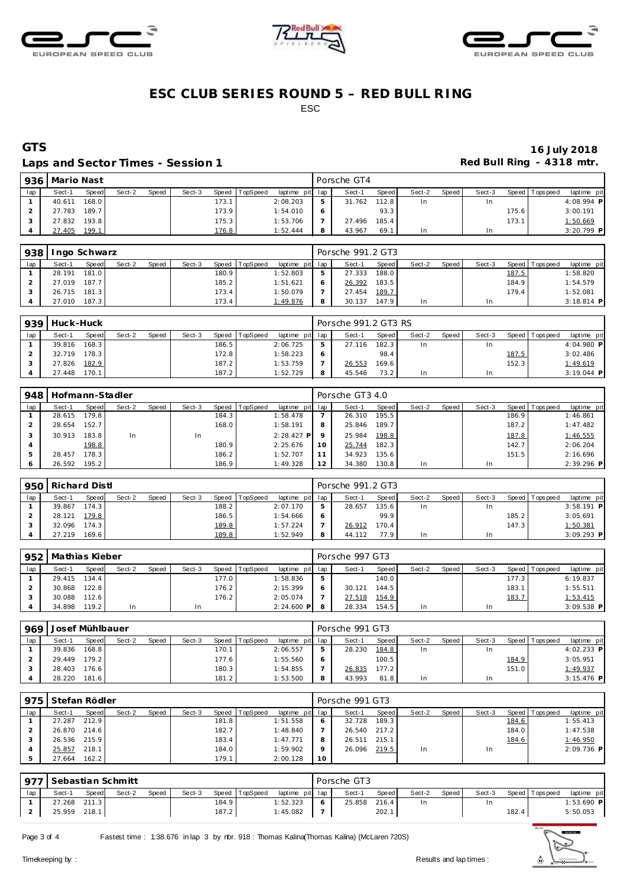# ESC CLUB SERIES ROUND 5 – RED BULL RING

ESC

## GTS

**16 July 2018**

### Laps and Sector Times - Session 1

**Red Bull Ring - 4318 mtr.**

| 936 | Mario Nast | | | | | | | | Porsche GT4 | | | | | | | | |
|---|---|---|---|---|---|---|---|---|---|---|---|---|---|---|---|---|---|
| lap | Sect-1 | Speed | Sect-2 | Speed | Sect-3 | Speed | TopSpeed | laptime pit | lap | Sect-1 | Speed | Sect-2 | Speed | Sect-3 | Speed | Topspeed | laptime pit |
| 1 | 40.611 | 168.0 | | | | 173.1 | | 2:08.203 | 5 | 31.762 | 112.8 | In | | In | | | 4:08.994 P |
| 2 | 27.783 | 189.7 | | | | 173.9 | | 1:54.010 | 6 | | 93.3 | | | | 175.6 | | 3:00.191 |
| 3 | 27.832 | 193.8 | | | | 175.3 | | 1:53.706 | 7 | 27.496 | 185.4 | | | | 173.1 | | 1:50.669 |
| 4 | 27.405 | 199.1 | | | | 176.8 | | 1:52.444 | 8 | 43.967 | 69.1 | In | | In | | | 3:20.799 P |

| 938 | Ingo Schwarz | | | | | | | | Porsche 991.2 GT3 | | | | | | | | |
|---|---|---|---|---|---|---|---|---|---|---|---|---|---|---|---|---|---|
| lap | Sect-1 | Speed | Sect-2 | Speed | Sect-3 | Speed | TopSpeed | laptime pit | lap | Sect-1 | Speed | Sect-2 | Speed | Sect-3 | Speed | Topspeed | laptime pit |
| 1 | 28.191 | 181.0 | | | | 180.9 | | 1:52.803 | 5 | 27.333 | 188.0 | | | | 187.5 | | 1:58.820 |
| 2 | 27.019 | 187.7 | | | | 185.2 | | 1:51.621 | 6 | 26.392 | 183.5 | | | | 184.9 | | 1:54.579 |
| 3 | 26.715 | 181.3 | | | | 173.4 | | 1:50.079 | 7 | 27.454 | 189.7 | | | | 179.4 | | 1:52.081 |
| 4 | 27.010 | 187.3 | | | | 173.4 | | 1:49.876 | 8 | 30.137 | 147.9 | In | | In | | | 3:18.814 P |

| 939 | Huck-Huck | | | | | | | | Porsche 991.2 GT3 RS | | | | | | | | |
|---|---|---|---|---|---|---|---|---|---|---|---|---|---|---|---|---|---|
| lap | Sect-1 | Speed | Sect-2 | Speed | Sect-3 | Speed | TopSpeed | laptime pit | lap | Sect-1 | Speed | Sect-2 | Speed | Sect-3 | Speed | Topspeed | laptime pit |
| 1 | 39.816 | 168.3 | | | | 186.5 | | 2:06.725 | 5 | 27.116 | 182.3 | In | | In | | | 4:04.980 P |
| 2 | 32.719 | 178.3 | | | | 172.8 | | 1:58.223 | 6 | | 98.4 | | | | 187.5 | | 3:02.486 |
| 3 | 27.826 | 182.9 | | | | 187.2 | | 1:53.759 | 7 | 26.553 | 169.6 | | | | 152.3 | | 1:49.619 |
| 4 | 27.448 | 170.1 | | | | 187.2 | | 1:52.729 | 8 | 45.546 | 73.2 | In | | In | | | 3:19.044 P |

| 948 | Hofmann-Stadler | | | | | | | | Porsche GT3 4.0 | | | | | | | | |
|---|---|---|---|---|---|---|---|---|---|---|---|---|---|---|---|---|---|
| lap | Sect-1 | Speed | Sect-2 | Speed | Sect-3 | Speed | TopSpeed | laptime pit | lap | Sect-1 | Speed | Sect-2 | Speed | Sect-3 | Speed | Topspeed | laptime pit |
| 1 | 28.615 | 179.8 | | | | 184.3 | | 1:58.478 | 7 | 26.310 | 195.5 | | | | 186.9 | | 1:46.861 |
| 2 | 28.654 | 152.7 | | | | 168.0 | | 1:58.191 | 8 | 25.846 | 189.7 | | | | 187.2 | | 1:47.482 |
| 3 | 30.913 | 183.8 | In | | In | | | 2:28.427 P | 9 | 25.984 | 198.8 | | | | 187.8 | | 1:46.555 |
| 4 | | 198.8 | | | | 180.9 | | 2:25.676 | 10 | 25.744 | 182.3 | | | | 142.7 | | 2:06.204 |
| 5 | 28.457 | 178.3 | | | | 186.2 | | 1:52.707 | 11 | 34.923 | 135.6 | | | | 151.5 | | 2:16.696 |
| 6 | 26.592 | 195.2 | | | | 186.9 | | 1:49.328 | 12 | 34.380 | 130.8 | In | | In | | | 2:39.296 P |

| 950 | Richard Distl | | | | | | | | Porsche 991.2 GT3 | | | | | | | | |
|---|---|---|---|---|---|---|---|---|---|---|---|---|---|---|---|---|---|
| lap | Sect-1 | Speed | Sect-2 | Speed | Sect-3 | Speed | TopSpeed | laptime pit | lap | Sect-1 | Speed | Sect-2 | Speed | Sect-3 | Speed | Topspeed | laptime pit |
| 1 | 39.867 | 174.3 | | | | 188.2 | | 2:07.170 | 5 | 28.657 | 135.6 | In | | In | | | 3:58.191 P |
| 2 | 28.121 | 179.8 | | | | 186.5 | | 1:54.666 | 6 | | 99.9 | | | | 185.2 | | 3:05.691 |
| 3 | 32.096 | 174.3 | | | | 189.8 | | 1:57.224 | 7 | 26.912 | 170.4 | | | | 147.3 | | 1:50.381 |
| 4 | 27.219 | 169.6 | | | | 189.8 | | 1:52.949 | 8 | 44.112 | 77.9 | In | | In | | | 3:09.293 P |

| 952 | Mathias Kieber | | | | | | | | Porsche 997 GT3 | | | | | | | | |
|---|---|---|---|---|---|---|---|---|---|---|---|---|---|---|---|---|---|
| lap | Sect-1 | Speed | Sect-2 | Speed | Sect-3 | Speed | TopSpeed | laptime pit | lap | Sect-1 | Speed | Sect-2 | Speed | Sect-3 | Speed | Topspeed | laptime pit |
| 1 | 29.415 | 134.4 | | | | 177.0 | | 1:58.836 | 5 | | 140.0 | | | | 177.3 | | 6:19.837 |
| 2 | 30.868 | 122.8 | | | | 176.2 | | 2:15.399 | 6 | 30.121 | 144.5 | | | | 183.1 | | 1:55.511 |
| 3 | 30.088 | 112.6 | | | | 176.2 | | 2:05.074 | 7 | 27.518 | 154.9 | | | | 183.7 | | 1:53.415 |
| 4 | 34.898 | 119.2 | In | | In | | | 2:24.600 P | 8 | 28.334 | 154.5 | In | | In | | | 3:09.538 P |

| 969 | Josef Mühlbauer | | | | | | | | Porsche 991 GT3 | | | | | | | | |
|---|---|---|---|---|---|---|---|---|---|---|---|---|---|---|---|---|---|
| lap | Sect-1 | Speed | Sect-2 | Speed | Sect-3 | Speed | TopSpeed | laptime pit | lap | Sect-1 | Speed | Sect-2 | Speed | Sect-3 | Speed | Topspeed | laptime pit |
| 1 | 39.836 | 168.8 | | | | 170.1 | | 2:06.557 | 5 | 28.230 | 184.8 | In | | In | | | 4:02.233 P |
| 2 | 29.449 | 179.2 | | | | 177.6 | | 1:55.560 | 6 | | 100.5 | | | | 184.9 | | 3:05.951 |
| 3 | 28.403 | 176.6 | | | | 180.3 | | 1:54.855 | 7 | 26.835 | 177.2 | | | | 151.0 | | 1:49.937 |
| 4 | 28.220 | 181.6 | | | | 181.2 | | 1:53.500 | 8 | 43.993 | 81.8 | In | | In | | | 3:15.476 P |

| 975 | Stefan Rödler | | | | | | | | Porsche 991 GT3 | | | | | | | | |
|---|---|---|---|---|---|---|---|---|---|---|---|---|---|---|---|---|---|
| lap | Sect-1 | Speed | Sect-2 | Speed | Sect-3 | Speed | TopSpeed | laptime pit | lap | Sect-1 | Speed | Sect-2 | Speed | Sect-3 | Speed | Topspeed | laptime pit |
| 1 | 27.287 | 212.9 | | | | 181.8 | | 1:51.558 | 6 | 32.728 | 189.3 | | | | 184.6 | | 1:55.413 |
| 2 | 26.870 | 214.6 | | | | 182.7 | | 1:48.840 | 7 | 26.540 | 217.2 | | | | 184.0 | | 1:47.538 |
| 3 | 26.536 | 215.9 | | | | 183.4 | | 1:47.771 | 8 | 26.511 | 215.1 | | | | 184.6 | | 1:46.950 |
| 4 | 25.857 | 218.1 | | | | 184.0 | | 1:59.902 | 9 | 26.096 | 219.5 | In | | In | | | 2:09.736 P |
| 5 | 27.664 | 162.2 | | | | 179.1 | | 2:00.128 | 10 | | | | | | | | |

| 977 | Sebastian Schmitt | | | | | | | | Porsche GT3 | | | | | | | | |
|---|---|---|---|---|---|---|---|---|---|---|---|---|---|---|---|---|---|
| lap | Sect-1 | Speed | Sect-2 | Speed | Sect-3 | Speed | TopSpeed | laptime pit | lap | Sect-1 | Speed | Sect-2 | Speed | Sect-3 | Speed | Topspeed | laptime pit |
| 1 | 27.268 | 211.3 | | | | 184.9 | | 1:52.323 | 6 | 25.858 | 216.4 | In | | In | | | 1:53.690 P |
| 2 | 25.959 | 218.1 | | | | 187.2 | | 1:45.082 | 7 | | 202.1 | | | | 182.4 | | 5:50.053 |

Fastest time : 1:38.676 in lap 3 by nbr. 918 : Thomas Kalina(Thomas Kalina) (McLaren 720S)

Timekeeping by : Results and lap times :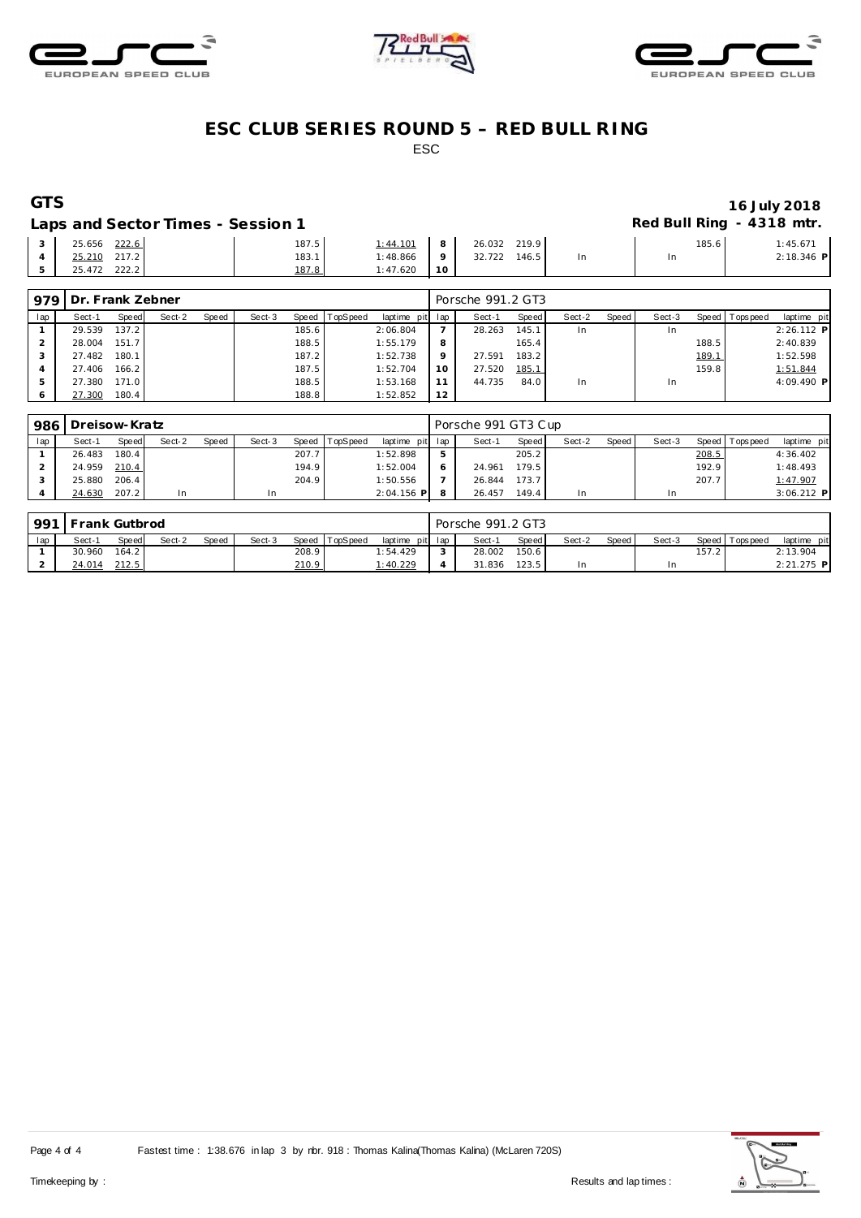# ESC CLUB SERIES ROUND 5 – RED BULL RING

ESC

## GTS

**16 July 2018**

### Laps and Sector Times - Session 1

**Red Bull Ring - 4318 mtr.**

| lap | Sect-1 | Speed | Sect-2 | Speed | Sect-3 | Speed | TopSpeed | laptime pit | lap | Sect-1 | Speed | Sect-2 | Speed | Sect-3 | Speed | Topspeed | laptime pit |
|---|---|---|---|---|---|---|---|---|---|---|---|---|---|---|---|---|---|
| 3 | 25.656 | 222.6 | | | | 187.5 | | 1:44.101 | 8 | 26.032 | 219.9 | | | | 185.6 | | 1:45.671 |
| 4 | 25.210 | 217.2 | | | | 183.1 | | 1:48.866 | 9 | 32.722 | 146.5 | In | | In | | | 2:18.346 P |
| 5 | 25.472 | 222.2 | | | | 187.8 | | 1:47.620 | 10 | | | | | | | | |

**979 Dr. Frank Zebner** — Porsche 991.2 GT3

| lap | Sect-1 | Speed | Sect-2 | Speed | Sect-3 | Speed | TopSpeed | laptime pit | lap | Sect-1 | Speed | Sect-2 | Speed | Sect-3 | Speed | Topspeed | laptime pit |
|---|---|---|---|---|---|---|---|---|---|---|---|---|---|---|---|---|---|
| 1 | 29.539 | 137.2 | | | | 185.6 | | 2:06.804 | 7 | 28.263 | 145.1 | In | | In | | | 2:26.112 P |
| 2 | 28.004 | 151.7 | | | | 188.5 | | 1:55.179 | 8 | | 165.4 | | | | 188.5 | | 2:40.839 |
| 3 | 27.482 | 180.1 | | | | 187.2 | | 1:52.738 | 9 | 27.591 | 183.2 | | | | 189.1 | | 1:52.598 |
| 4 | 27.406 | 166.2 | | | | 187.5 | | 1:52.704 | 10 | 27.520 | 185.1 | | | | 159.8 | | 1:51.844 |
| 5 | 27.380 | 171.0 | | | | 188.5 | | 1:53.168 | 11 | 44.735 | 84.0 | In | | In | | | 4:09.490 P |
| 6 | 27.300 | 180.4 | | | | 188.8 | | 1:52.852 | 12 | | | | | | | | |

**986 Dreisow-Kratz** — Porsche 991 GT3 Cup

| lap | Sect-1 | Speed | Sect-2 | Speed | Sect-3 | Speed | TopSpeed | laptime pit | lap | Sect-1 | Speed | Sect-2 | Speed | Sect-3 | Speed | Topspeed | laptime pit |
|---|---|---|---|---|---|---|---|---|---|---|---|---|---|---|---|---|---|
| 1 | 26.483 | 180.4 | | | | 207.7 | | 1:52.898 | 5 | | 205.2 | | | | 208.5 | | 4:36.402 |
| 2 | 24.959 | 210.4 | | | | 194.9 | | 1:52.004 | 6 | 24.961 | 179.5 | | | | 192.9 | | 1:48.493 |
| 3 | 25.880 | 206.4 | | | | 204.9 | | 1:50.556 | 7 | 26.844 | 173.7 | | | | 207.7 | | 1:47.907 |
| 4 | 24.630 | 207.2 | In | | In | | | 2:04.156 P | 8 | 26.457 | 149.4 | In | | In | | | 3:06.212 P |

**991 Frank Gutbrod** — Porsche 991.2 GT3

| lap | Sect-1 | Speed | Sect-2 | Speed | Sect-3 | Speed | TopSpeed | laptime pit | lap | Sect-1 | Speed | Sect-2 | Speed | Sect-3 | Speed | Topspeed | laptime pit |
|---|---|---|---|---|---|---|---|---|---|---|---|---|---|---|---|---|---|
| 1 | 30.960 | 164.2 | | | | 208.9 | | 1:54.429 | 3 | 28.002 | 150.6 | | | | 157.2 | | 2:13.904 |
| 2 | 24.014 | 212.5 | | | | 210.9 | | 1:40.229 | 4 | 31.836 | 123.5 | In | | In | | | 2:21.275 P |

Fastest time : 1:38.676 in lap 3 by nbr. 918 : Thomas Kalina(Thomas Kalina) (McLaren 720S)

Timekeeping by :

Results and lap times :